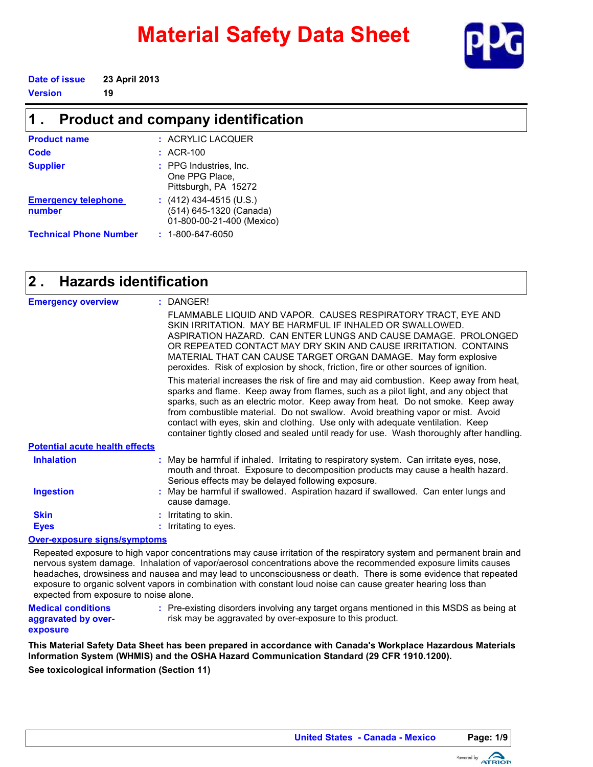# Material Safety Data Sheet

**Date of issue** 23 April 2013
**Version** 19

## 1 . Product and company identification

| | |
|---|---|
| **Product name** | : ACRYLIC LACQUER |
| **Code** | : ACR-100 |
| **Supplier** | : PPG Industries, Inc.<br>One PPG Place,<br>Pittsburgh, PA 15272 |
| **Emergency telephone number** | : (412) 434-4515 (U.S.)<br>(514) 645-1320 (Canada)<br>01-800-00-21-400 (Mexico) |
| **Technical Phone Number** | : 1-800-647-6050 |

## 2 . Hazards identification

**Emergency overview** : DANGER!

FLAMMABLE LIQUID AND VAPOR. CAUSES RESPIRATORY TRACT, EYE AND SKIN IRRITATION. MAY BE HARMFUL IF INHALED OR SWALLOWED. ASPIRATION HAZARD. CAN ENTER LUNGS AND CAUSE DAMAGE. PROLONGED OR REPEATED CONTACT MAY DRY SKIN AND CAUSE IRRITATION. CONTAINS MATERIAL THAT CAN CAUSE TARGET ORGAN DAMAGE. May form explosive peroxides. Risk of explosion by shock, friction, fire or other sources of ignition.

This material increases the risk of fire and may aid combustion. Keep away from heat, sparks and flame. Keep away from flames, such as a pilot light, and any object that sparks, such as an electric motor. Keep away from heat. Do not smoke. Keep away from combustible material. Do not swallow. Avoid breathing vapor or mist. Avoid contact with eyes, skin and clothing. Use only with adequate ventilation. Keep container tightly closed and sealed until ready for use. Wash thoroughly after handling.

**Potential acute health effects**

**Inhalation** : May be harmful if inhaled. Irritating to respiratory system. Can irritate eyes, nose, mouth and throat. Exposure to decomposition products may cause a health hazard. Serious effects may be delayed following exposure.

**Ingestion** : May be harmful if swallowed. Aspiration hazard if swallowed. Can enter lungs and cause damage.

**Skin** : Irritating to skin.

**Eyes** : Irritating to eyes.

**Over-exposure signs/symptoms**

Repeated exposure to high vapor concentrations may cause irritation of the respiratory system and permanent brain and nervous system damage. Inhalation of vapor/aerosol concentrations above the recommended exposure limits causes headaches, drowsiness and nausea and may lead to unconsciousness or death. There is some evidence that repeated exposure to organic solvent vapors in combination with constant loud noise can cause greater hearing loss than expected from exposure to noise alone.

**Medical conditions aggravated by over-exposure** : Pre-existing disorders involving any target organs mentioned in this MSDS as being at risk may be aggravated by over-exposure to this product.

**This Material Safety Data Sheet has been prepared in accordance with Canada's Workplace Hazardous Materials Information System (WHMIS) and the OSHA Hazard Communication Standard (29 CFR 1910.1200).**

**See toxicological information (Section 11)**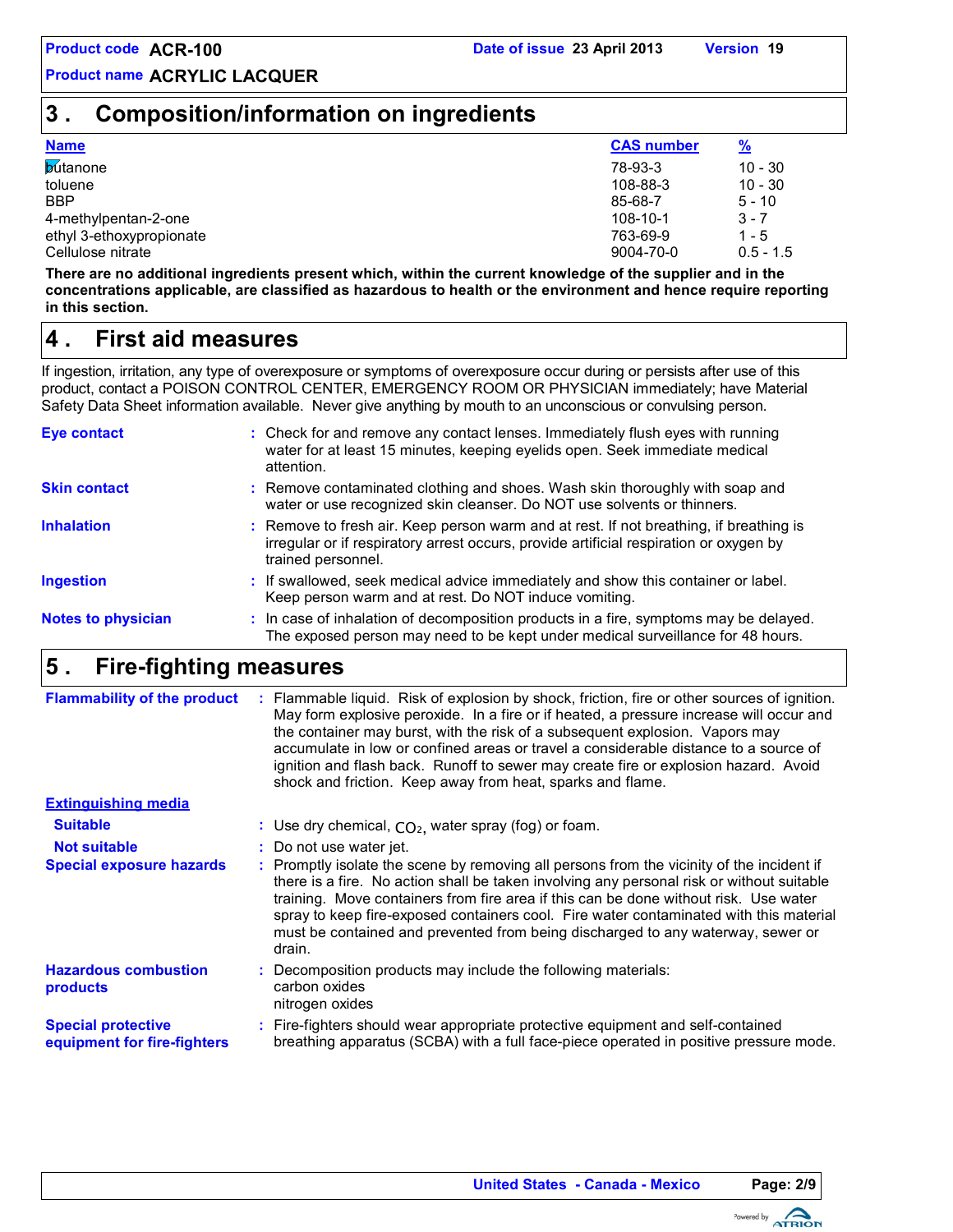## 3 . Composition/information on ingredients

| Name | CAS number | % |
|---|---|---|
| butanone | 78-93-3 | 10 - 30 |
| toluene | 108-88-3 | 10 - 30 |
| BBP | 85-68-7 | 5 - 10 |
| 4-methylpentan-2-one | 108-10-1 | 3 - 7 |
| ethyl 3-ethoxypropionate | 763-69-9 | 1 - 5 |
| Cellulose nitrate | 9004-70-0 | 0.5 - 1.5 |

**There are no additional ingredients present which, within the current knowledge of the supplier and in the concentrations applicable, are classified as hazardous to health or the environment and hence require reporting in this section.**

## 4 . First aid measures

If ingestion, irritation, any type of overexposure or symptoms of overexposure occur during or persists after use of this product, contact a POISON CONTROL CENTER, EMERGENCY ROOM OR PHYSICIAN immediately; have Material Safety Data Sheet information available. Never give anything by mouth to an unconscious or convulsing person.

**Eye contact** : Check for and remove any contact lenses. Immediately flush eyes with running water for at least 15 minutes, keeping eyelids open. Seek immediate medical attention.

**Skin contact** : Remove contaminated clothing and shoes. Wash skin thoroughly with soap and water or use recognized skin cleanser. Do NOT use solvents or thinners.

**Inhalation** : Remove to fresh air. Keep person warm and at rest. If not breathing, if breathing is irregular or if respiratory arrest occurs, provide artificial respiration or oxygen by trained personnel.

**Ingestion** : If swallowed, seek medical advice immediately and show this container or label. Keep person warm and at rest. Do NOT induce vomiting.

**Notes to physician** : In case of inhalation of decomposition products in a fire, symptoms may be delayed. The exposed person may need to be kept under medical surveillance for 48 hours.

## 5 . Fire-fighting measures

**Flammability of the product** : Flammable liquid. Risk of explosion by shock, friction, fire or other sources of ignition. May form explosive peroxide. In a fire or if heated, a pressure increase will occur and the container may burst, with the risk of a subsequent explosion. Vapors may accumulate in low or confined areas or travel a considerable distance to a source of ignition and flash back. Runoff to sewer may create fire or explosion hazard. Avoid shock and friction. Keep away from heat, sparks and flame.

**Extinguishing media**

**Suitable** : Use dry chemical, $CO_2$, water spray (fog) or foam.

**Not suitable** : Do not use water jet.

**Special exposure hazards** : Promptly isolate the scene by removing all persons from the vicinity of the incident if there is a fire. No action shall be taken involving any personal risk or without suitable training. Move containers from fire area if this can be done without risk. Use water spray to keep fire-exposed containers cool. Fire water contaminated with this material must be contained and prevented from being discharged to any waterway, sewer or drain.

**Hazardous combustion products** : Decomposition products may include the following materials:
carbon oxides
nitrogen oxides

**Special protective equipment for fire-fighters** : Fire-fighters should wear appropriate protective equipment and self-contained breathing apparatus (SCBA) with a full face-piece operated in positive pressure mode.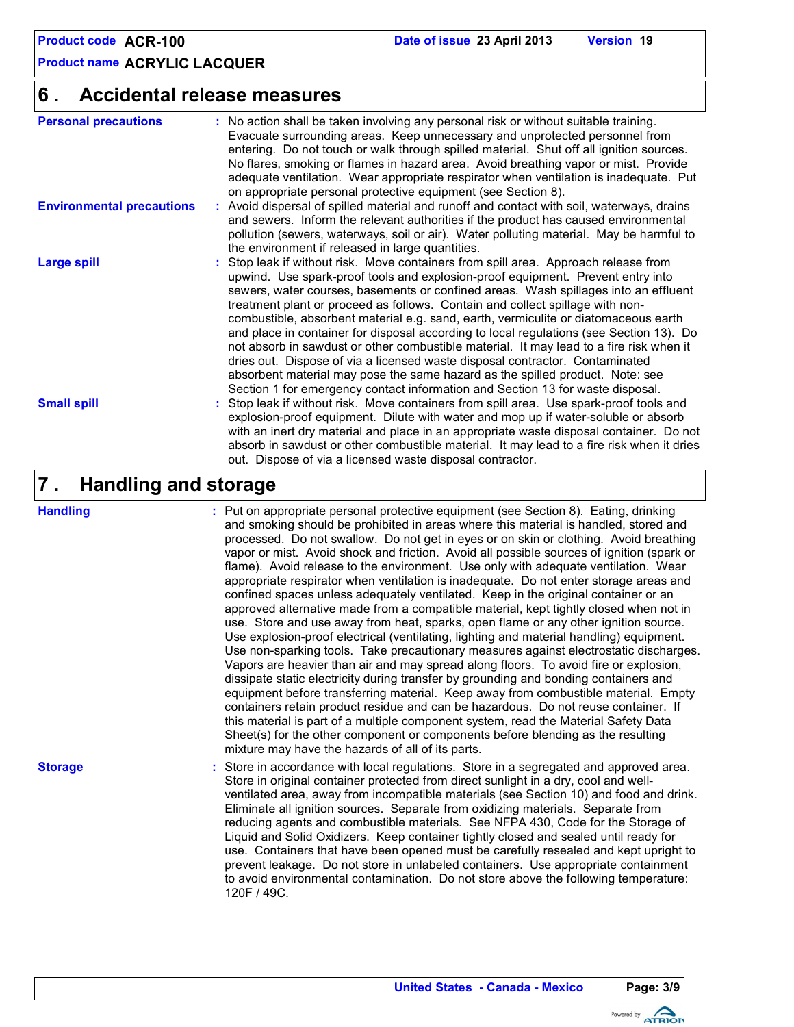## 6 . Accidental release measures

**Personal precautions** : No action shall be taken involving any personal risk or without suitable training. Evacuate surrounding areas. Keep unnecessary and unprotected personnel from entering. Do not touch or walk through spilled material. Shut off all ignition sources. No flares, smoking or flames in hazard area. Avoid breathing vapor or mist. Provide adequate ventilation. Wear appropriate respirator when ventilation is inadequate. Put on appropriate personal protective equipment (see Section 8).

**Environmental precautions** : Avoid dispersal of spilled material and runoff and contact with soil, waterways, drains and sewers. Inform the relevant authorities if the product has caused environmental pollution (sewers, waterways, soil or air). Water polluting material. May be harmful to the environment if released in large quantities.

**Large spill** : Stop leak if without risk. Move containers from spill area. Approach release from upwind. Use spark-proof tools and explosion-proof equipment. Prevent entry into sewers, water courses, basements or confined areas. Wash spillages into an effluent treatment plant or proceed as follows. Contain and collect spillage with non-combustible, absorbent material e.g. sand, earth, vermiculite or diatomaceous earth and place in container for disposal according to local regulations (see Section 13). Do not absorb in sawdust or other combustible material. It may lead to a fire risk when it dries out. Dispose of via a licensed waste disposal contractor. Contaminated absorbent material may pose the same hazard as the spilled product. Note: see Section 1 for emergency contact information and Section 13 for waste disposal.

**Small spill** : Stop leak if without risk. Move containers from spill area. Use spark-proof tools and explosion-proof equipment. Dilute with water and mop up if water-soluble or absorb with an inert dry material and place in an appropriate waste disposal container. Do not absorb in sawdust or other combustible material. It may lead to a fire risk when it dries out. Dispose of via a licensed waste disposal contractor.

## 7 . Handling and storage

**Handling** : Put on appropriate personal protective equipment (see Section 8). Eating, drinking and smoking should be prohibited in areas where this material is handled, stored and processed. Do not swallow. Do not get in eyes or on skin or clothing. Avoid breathing vapor or mist. Avoid shock and friction. Avoid all possible sources of ignition (spark or flame). Avoid release to the environment. Use only with adequate ventilation. Wear appropriate respirator when ventilation is inadequate. Do not enter storage areas and confined spaces unless adequately ventilated. Keep in the original container or an approved alternative made from a compatible material, kept tightly closed when not in use. Store and use away from heat, sparks, open flame or any other ignition source. Use explosion-proof electrical (ventilating, lighting and material handling) equipment. Use non-sparking tools. Take precautionary measures against electrostatic discharges. Vapors are heavier than air and may spread along floors. To avoid fire or explosion, dissipate static electricity during transfer by grounding and bonding containers and equipment before transferring material. Keep away from combustible material. Empty containers retain product residue and can be hazardous. Do not reuse container. If this material is part of a multiple component system, read the Material Safety Data Sheet(s) for the other component or components before blending as the resulting mixture may have the hazards of all of its parts.

**Storage** : Store in accordance with local regulations. Store in a segregated and approved area. Store in original container protected from direct sunlight in a dry, cool and well-ventilated area, away from incompatible materials (see Section 10) and food and drink. Eliminate all ignition sources. Separate from oxidizing materials. Separate from reducing agents and combustible materials. See NFPA 430, Code for the Storage of Liquid and Solid Oxidizers. Keep container tightly closed and sealed until ready for use. Containers that have been opened must be carefully resealed and kept upright to prevent leakage. Do not store in unlabeled containers. Use appropriate containment to avoid environmental contamination. Do not store above the following temperature: 120F / 49C.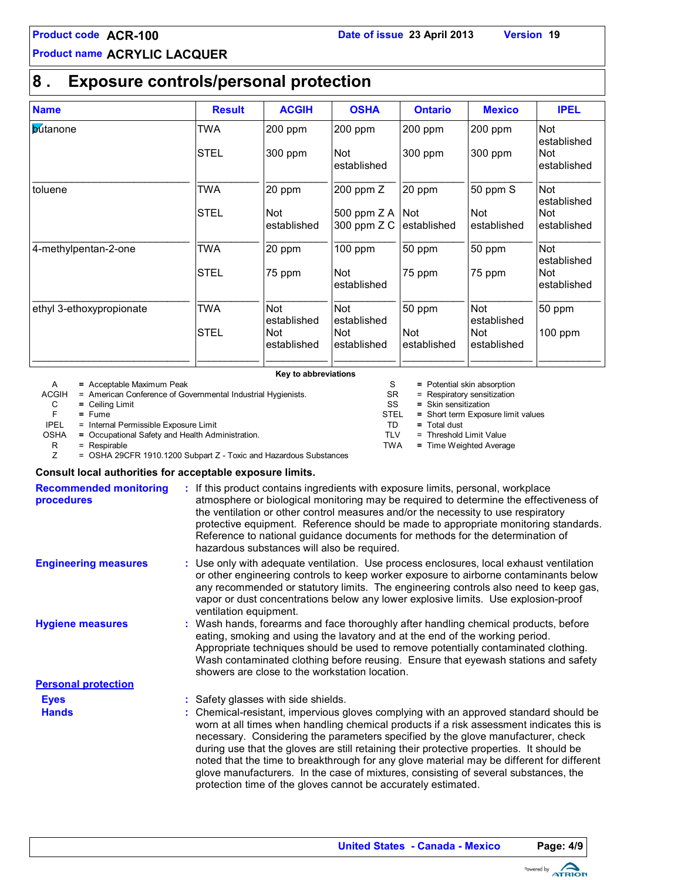## 8 . Exposure controls/personal protection

| Name | Result | ACGIH | OSHA | Ontario | Mexico | IPEL |
|---|---|---|---|---|---|---|
| butanone | TWA | 200 ppm | 200 ppm | 200 ppm | 200 ppm | Not established |
| | STEL | 300 ppm | Not established | 300 ppm | 300 ppm | Not established |
| toluene | TWA | 20 ppm | 200 ppm Z | 20 ppm | 50 ppm S | Not established |
| | STEL | Not established | 500 ppm Z A<br>300 ppm Z C | Not established | Not established | Not established |
| 4-methylpentan-2-one | TWA | 20 ppm | 100 ppm | 50 ppm | 50 ppm | Not established |
| | STEL | 75 ppm | Not established | 75 ppm | 75 ppm | Not established |
| ethyl 3-ethoxypropionate | TWA | Not established | Not established | 50 ppm | Not established | 50 ppm |
| | STEL | Not established | Not established | Not established | Not established | 100 ppm |

**Key to abbreviations**

| | | | |
|---|---|---|---|
| A | = Acceptable Maximum Peak | S | = Potential skin absorption |
| ACGIH | = American Conference of Governmental Industrial Hygienists. | SR | = Respiratory sensitization |
| C | = Ceiling Limit | SS | = Skin sensitization |
| F | = Fume | STEL | = Short term Exposure limit values |
| IPEL | = Internal Permissible Exposure Limit | TD | = Total dust |
| OSHA | = Occupational Safety and Health Administration. | TLV | = Threshold Limit Value |
| R | = Respirable | TWA | = Time Weighted Average |
| Z | = OSHA 29CFR 1910.1200 Subpart Z - Toxic and Hazardous Substances | | |

**Consult local authorities for acceptable exposure limits.**

**Recommended monitoring procedures** : If this product contains ingredients with exposure limits, personal, workplace atmosphere or biological monitoring may be required to determine the effectiveness of the ventilation or other control measures and/or the necessity to use respiratory protective equipment. Reference should be made to appropriate monitoring standards. Reference to national guidance documents for methods for the determination of hazardous substances will also be required.

**Engineering measures** : Use only with adequate ventilation. Use process enclosures, local exhaust ventilation or other engineering controls to keep worker exposure to airborne contaminants below any recommended or statutory limits. The engineering controls also need to keep gas, vapor or dust concentrations below any lower explosive limits. Use explosion-proof ventilation equipment.

**Hygiene measures** : Wash hands, forearms and face thoroughly after handling chemical products, before eating, smoking and using the lavatory and at the end of the working period. Appropriate techniques should be used to remove potentially contaminated clothing. Wash contaminated clothing before reusing. Ensure that eyewash stations and safety showers are close to the workstation location.

**Personal protection**

**Eyes** : Safety glasses with side shields.

**Hands** : Chemical-resistant, impervious gloves complying with an approved standard should be worn at all times when handling chemical products if a risk assessment indicates this is necessary. Considering the parameters specified by the glove manufacturer, check during use that the gloves are still retaining their protective properties. It should be noted that the time to breakthrough for any glove material may be different for different glove manufacturers. In the case of mixtures, consisting of several substances, the protection time of the gloves cannot be accurately estimated.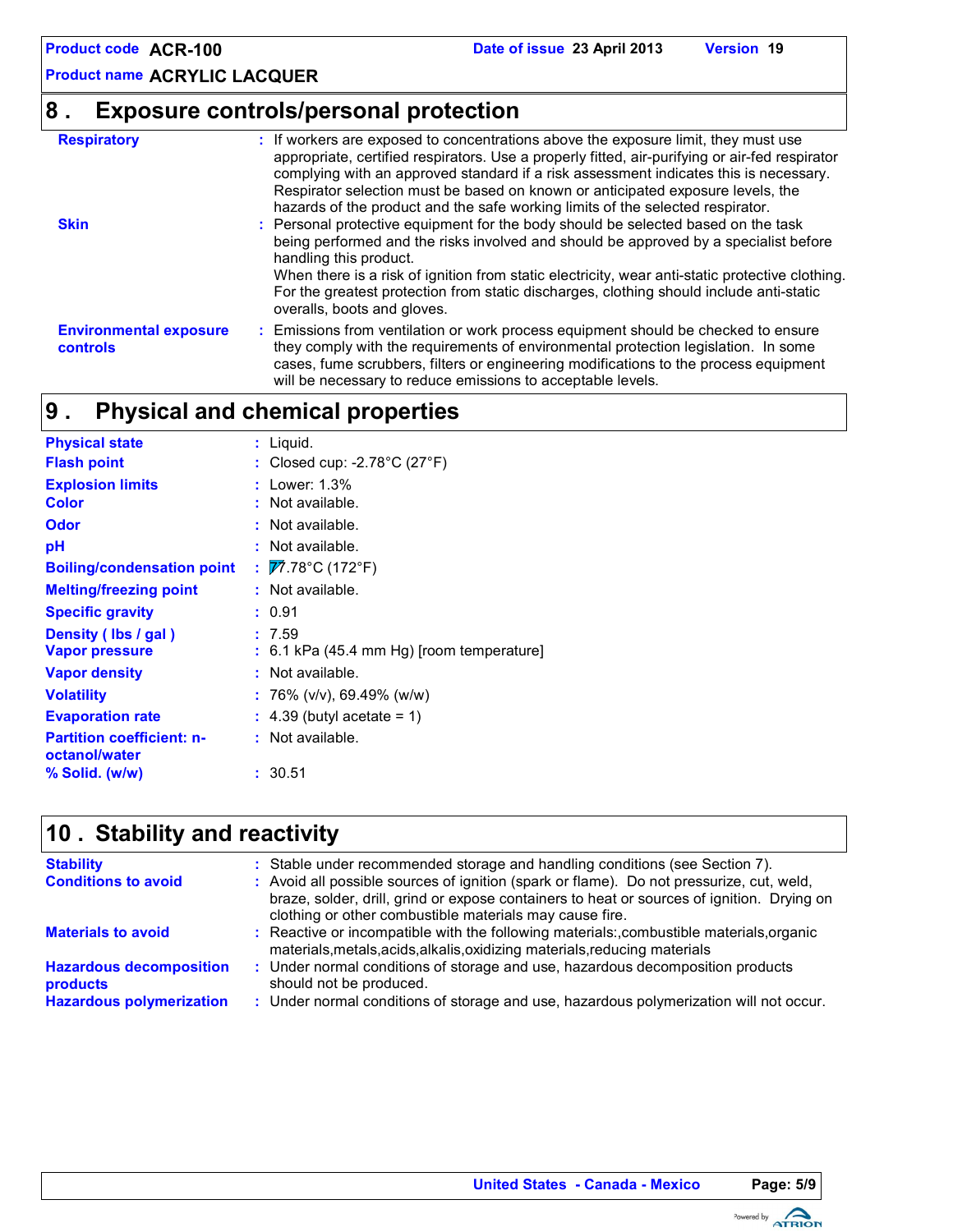## 8 . Exposure controls/personal protection

**Respiratory** : If workers are exposed to concentrations above the exposure limit, they must use appropriate, certified respirators. Use a properly fitted, air-purifying or air-fed respirator complying with an approved standard if a risk assessment indicates this is necessary. Respirator selection must be based on known or anticipated exposure levels, the hazards of the product and the safe working limits of the selected respirator.

**Skin** : Personal protective equipment for the body should be selected based on the task being performed and the risks involved and should be approved by a specialist before handling this product.
When there is a risk of ignition from static electricity, wear anti-static protective clothing. For the greatest protection from static discharges, clothing should include anti-static overalls, boots and gloves.

**Environmental exposure controls** : Emissions from ventilation or work process equipment should be checked to ensure they comply with the requirements of environmental protection legislation. In some cases, fume scrubbers, filters or engineering modifications to the process equipment will be necessary to reduce emissions to acceptable levels.

## 9 . Physical and chemical properties

**Physical state** : Liquid.

**Flash point** : Closed cup: -2.78°C (27°F)

**Explosion limits** : Lower: 1.3%

**Color** : Not available.

**Odor** : Not available.

**pH** : Not available.

**Boiling/condensation point** : 77.78°C (172°F)

**Melting/freezing point** : Not available.

**Specific gravity** : 0.91

**Density ( lbs / gal )** : 7.59

**Vapor pressure** : 6.1 kPa (45.4 mm Hg) [room temperature]

**Vapor density** : Not available.

**Volatility** : 76% (v/v), 69.49% (w/w)

**Evaporation rate** : 4.39 (butyl acetate = 1)

**Partition coefficient: n-octanol/water** : Not available.

**% Solid. (w/w)** : 30.51

## 10 . Stability and reactivity

**Stability** : Stable under recommended storage and handling conditions (see Section 7).

**Conditions to avoid** : Avoid all possible sources of ignition (spark or flame). Do not pressurize, cut, weld, braze, solder, drill, grind or expose containers to heat or sources of ignition. Drying on clothing or other combustible materials may cause fire.

**Materials to avoid** : Reactive or incompatible with the following materials:,combustible materials,organic materials,metals,acids,alkalis,oxidizing materials,reducing materials

**Hazardous decomposition products** : Under normal conditions of storage and use, hazardous decomposition products should not be produced.

**Hazardous polymerization** : Under normal conditions of storage and use, hazardous polymerization will not occur.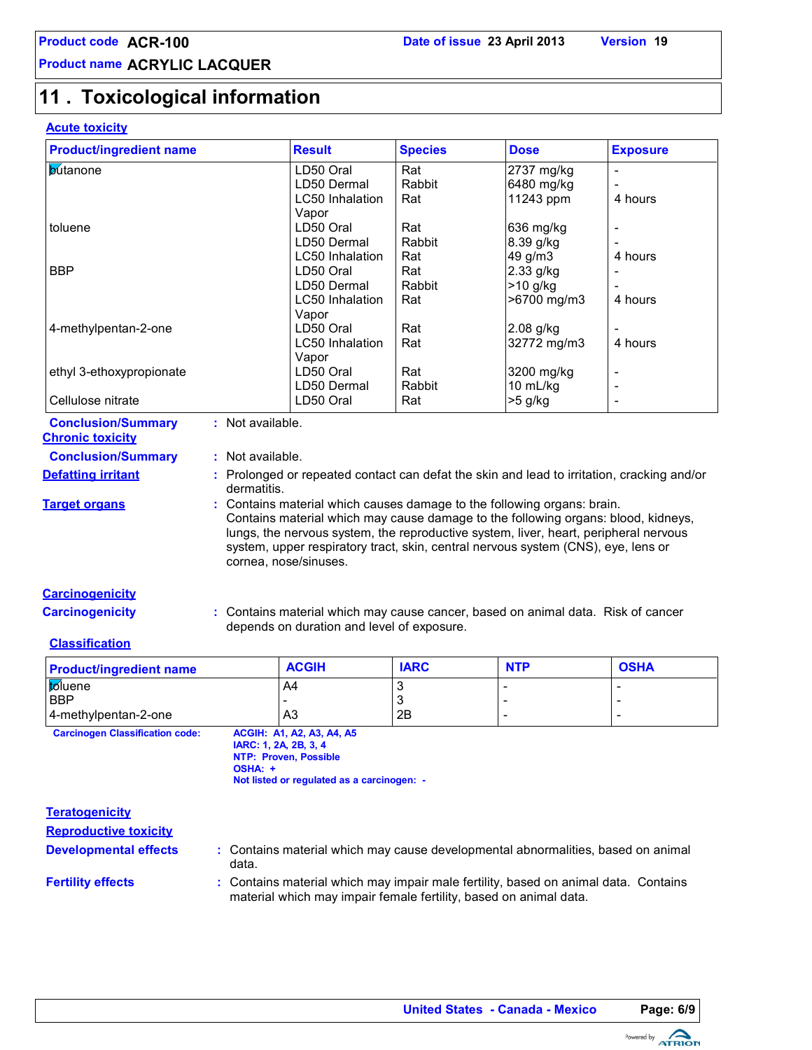Product code ACR-100 | Date of issue 23 April 2013 | Version 19

Product name ACRYLIC LACQUER

# 11 . Toxicological information

## Acute toxicity

| Product/ingredient name | Result | Species | Dose | Exposure |
|---|---|---|---|---|
| butanone | LD50 Oral | Rat | 2737 mg/kg | - |
| | LD50 Dermal | Rabbit | 6480 mg/kg | - |
| | LC50 Inhalation Vapor | Rat | 11243 ppm | 4 hours |
| toluene | LD50 Oral | Rat | 636 mg/kg | - |
| | LD50 Dermal | Rabbit | 8.39 g/kg | - |
| | LC50 Inhalation | Rat | 49 g/m3 | 4 hours |
| BBP | LD50 Oral | Rat | 2.33 g/kg | - |
| | LD50 Dermal | Rabbit | >10 g/kg | - |
| | LC50 Inhalation Vapor | Rat | >6700 mg/m3 | 4 hours |
| 4-methylpentan-2-one | LD50 Oral | Rat | 2.08 g/kg | - |
| | LC50 Inhalation Vapor | Rat | 32772 mg/m3 | 4 hours |
| ethyl 3-ethoxypropionate | LD50 Oral | Rat | 3200 mg/kg | - |
| | LD50 Dermal | Rabbit | 10 mL/kg | - |
| Cellulose nitrate | LD50 Oral | Rat | >5 g/kg | - |

**Conclusion/Summary** : Not available.

## Chronic toxicity

**Conclusion/Summary** : Not available.

**Defatting irritant** : Prolonged or repeated contact can defat the skin and lead to irritation, cracking and/or dermatitis.

**Target organs** : Contains material which causes damage to the following organs: brain.
Contains material which may cause damage to the following organs: blood, kidneys, lungs, the nervous system, the reproductive system, liver, heart, peripheral nervous system, upper respiratory tract, skin, central nervous system (CNS), eye, lens or cornea, nose/sinuses.

## Carcinogenicity

**Carcinogenicity** : Contains material which may cause cancer, based on animal data. Risk of cancer depends on duration and level of exposure.

### Classification

| Product/ingredient name | ACGIH | IARC | NTP | OSHA |
|---|---|---|---|---|
| toluene | A4 | 3 | - | - |
| BBP | - | 3 | - | - |
| 4-methylpentan-2-one | A3 | 2B | - | - |

**Carcinogen Classification code:**
ACGIH: A1, A2, A3, A4, A5
IARC: 1, 2A, 2B, 3, 4
NTP: Proven, Possible
OSHA: +
Not listed or regulated as a carcinogen: -

## Teratogenicity

## Reproductive toxicity

**Developmental effects** : Contains material which may cause developmental abnormalities, based on animal data.

**Fertility effects** : Contains material which may impair male fertility, based on animal data. Contains material which may impair female fertility, based on animal data.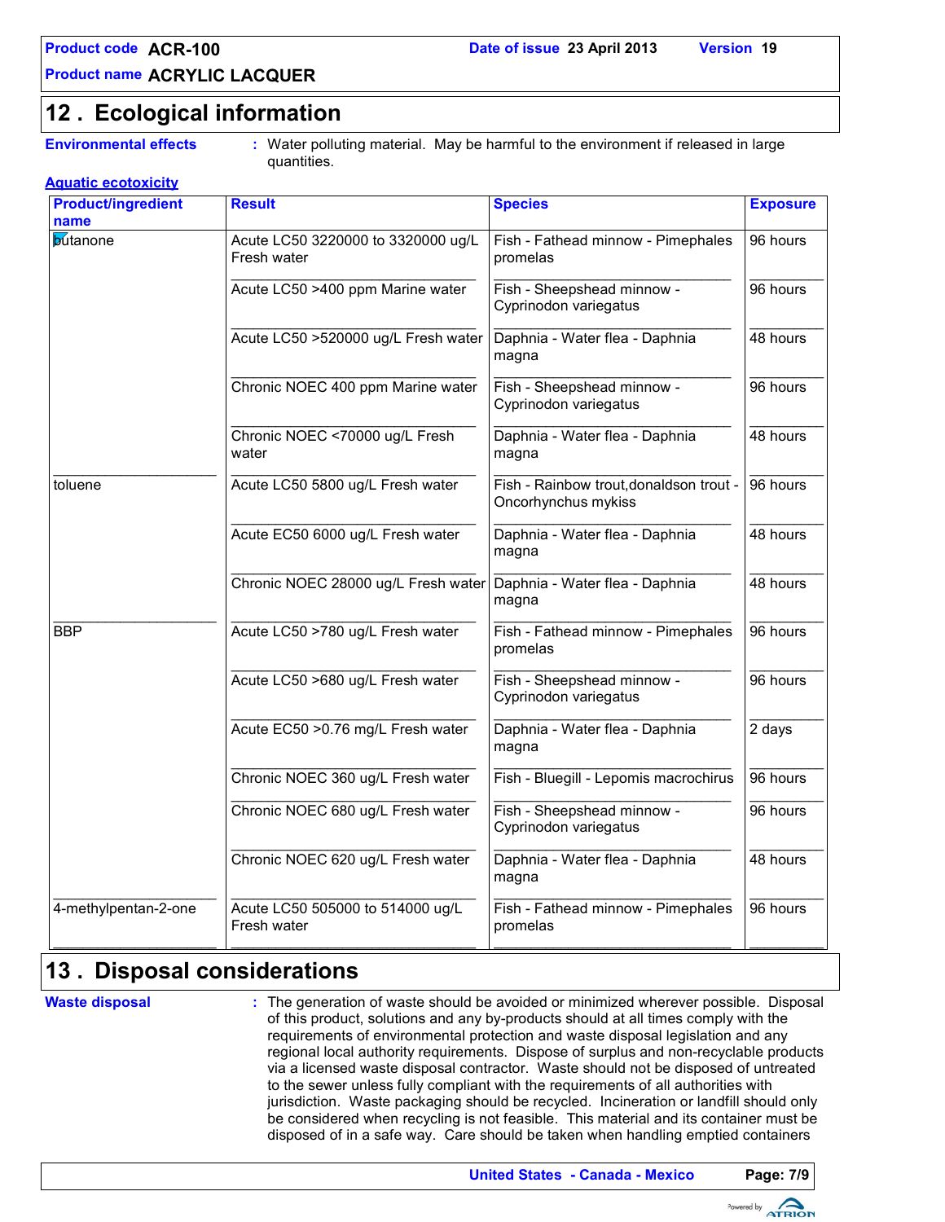## 12 . Ecological information

**Environmental effects** : Water polluting material. May be harmful to the environment if released in large quantities.

**Aquatic ecotoxicity**

| Product/ingredient name | Result | Species | Exposure |
|---|---|---|---|
| butanone | Acute LC50 3220000 to 3320000 ug/L Fresh water | Fish - Fathead minnow - Pimephales promelas | 96 hours |
| | Acute LC50 >400 ppm Marine water | Fish - Sheepshead minnow - Cyprinodon variegatus | 96 hours |
| | Acute LC50 >520000 ug/L Fresh water | Daphnia - Water flea - Daphnia magna | 48 hours |
| | Chronic NOEC 400 ppm Marine water | Fish - Sheepshead minnow - Cyprinodon variegatus | 96 hours |
| | Chronic NOEC <70000 ug/L Fresh water | Daphnia - Water flea - Daphnia magna | 48 hours |
| toluene | Acute LC50 5800 ug/L Fresh water | Fish - Rainbow trout,donaldson trout - Oncorhynchus mykiss | 96 hours |
| | Acute EC50 6000 ug/L Fresh water | Daphnia - Water flea - Daphnia magna | 48 hours |
| | Chronic NOEC 28000 ug/L Fresh water | Daphnia - Water flea - Daphnia magna | 48 hours |
| BBP | Acute LC50 >780 ug/L Fresh water | Fish - Fathead minnow - Pimephales promelas | 96 hours |
| | Acute LC50 >680 ug/L Fresh water | Fish - Sheepshead minnow - Cyprinodon variegatus | 96 hours |
| | Acute EC50 >0.76 mg/L Fresh water | Daphnia - Water flea - Daphnia magna | 2 days |
| | Chronic NOEC 360 ug/L Fresh water | Fish - Bluegill - Lepomis macrochirus | 96 hours |
| | Chronic NOEC 680 ug/L Fresh water | Fish - Sheepshead minnow - Cyprinodon variegatus | 96 hours |
| | Chronic NOEC 620 ug/L Fresh water | Daphnia - Water flea - Daphnia magna | 48 hours |
| 4-methylpentan-2-one | Acute LC50 505000 to 514000 ug/L Fresh water | Fish - Fathead minnow - Pimephales promelas | 96 hours |

## 13 . Disposal considerations

**Waste disposal** : The generation of waste should be avoided or minimized wherever possible. Disposal of this product, solutions and any by-products should at all times comply with the requirements of environmental protection and waste disposal legislation and any regional local authority requirements. Dispose of surplus and non-recyclable products via a licensed waste disposal contractor. Waste should not be disposed of untreated to the sewer unless fully compliant with the requirements of all authorities with jurisdiction. Waste packaging should be recycled. Incineration or landfill should only be considered when recycling is not feasible. This material and its container must be disposed of in a safe way. Care should be taken when handling emptied containers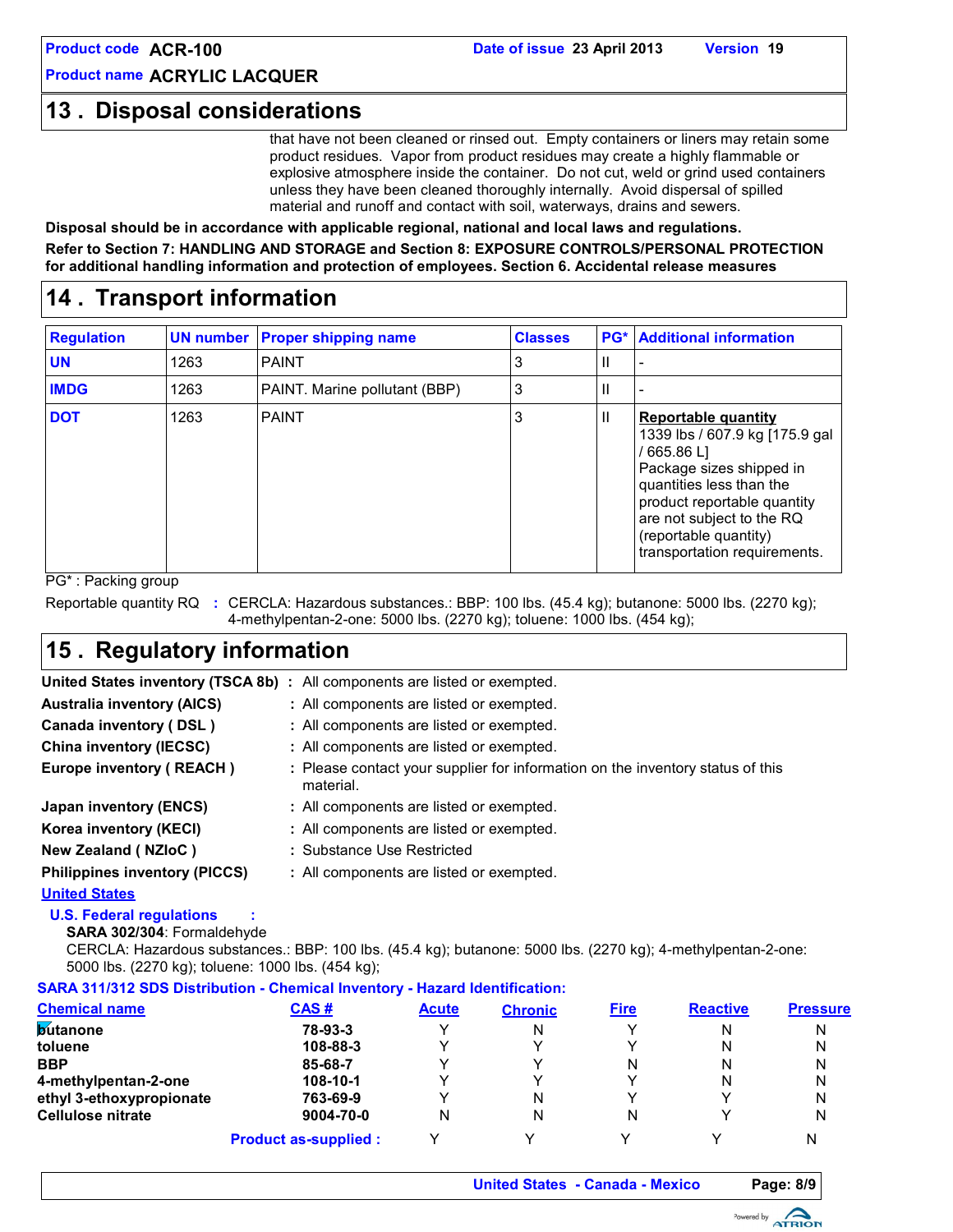## 13 . Disposal considerations

that have not been cleaned or rinsed out. Empty containers or liners may retain some product residues. Vapor from product residues may create a highly flammable or explosive atmosphere inside the container. Do not cut, weld or grind used containers unless they have been cleaned thoroughly internally. Avoid dispersal of spilled material and runoff and contact with soil, waterways, drains and sewers.

**Disposal should be in accordance with applicable regional, national and local laws and regulations.**

**Refer to Section 7: HANDLING AND STORAGE and Section 8: EXPOSURE CONTROLS/PERSONAL PROTECTION for additional handling information and protection of employees. Section 6. Accidental release measures**

## 14 . Transport information

| Regulation | UN number | Proper shipping name | Classes | PG* | Additional information |
|---|---|---|---|---|---|
| **UN** | 1263 | PAINT | 3 | II | - |
| **IMDG** | 1263 | PAINT. Marine pollutant (BBP) | 3 | II | - |
| **DOT** | 1263 | PAINT | 3 | II | **Reportable quantity** 1339 lbs / 607.9 kg [175.9 gal / 665.86 L] Package sizes shipped in quantities less than the product reportable quantity are not subject to the RQ (reportable quantity) transportation requirements. |

PG* : Packing group

Reportable quantity RQ : CERCLA: Hazardous substances.: BBP: 100 lbs. (45.4 kg); butanone: 5000 lbs. (2270 kg); 4-methylpentan-2-one: 5000 lbs. (2270 kg); toluene: 1000 lbs. (454 kg);

## 15 . Regulatory information

**United States inventory (TSCA 8b)** : All components are listed or exempted.

**Australia inventory (AICS)** : All components are listed or exempted.

**Canada inventory ( DSL )** : All components are listed or exempted.

**China inventory (IECSC)** : All components are listed or exempted.

**Europe inventory ( REACH )** : Please contact your supplier for information on the inventory status of this material.

**Japan inventory (ENCS)** : All components are listed or exempted.

**Korea inventory (KECI)** : All components are listed or exempted.

**New Zealand ( NZIoC )** : Substance Use Restricted

**Philippines inventory (PICCS)** : All components are listed or exempted.

**United States**

**U.S. Federal regulations** :

**SARA 302/304**: Formaldehyde

CERCLA: Hazardous substances.: BBP: 100 lbs. (45.4 kg); butanone: 5000 lbs. (2270 kg); 4-methylpentan-2-one: 5000 lbs. (2270 kg); toluene: 1000 lbs. (454 kg);

**SARA 311/312 SDS Distribution - Chemical Inventory - Hazard Identification:**

| Chemical name | CAS # | Acute | Chronic | Fire | Reactive | Pressure |
|---|---|---|---|---|---|---|
| **butanone** | 78-93-3 | Y | N | Y | N | N |
| **toluene** | 108-88-3 | Y | Y | Y | N | N |
| **BBP** | 85-68-7 | Y | Y | N | N | N |
| **4-methylpentan-2-one** | 108-10-1 | Y | Y | Y | N | N |
| **ethyl 3-ethoxypropionate** | 763-69-9 | Y | N | Y | Y | N |
| **Cellulose nitrate** | 9004-70-0 | N | N | N | Y | N |
| | **Product as-supplied :** | Y | Y | Y | Y | N |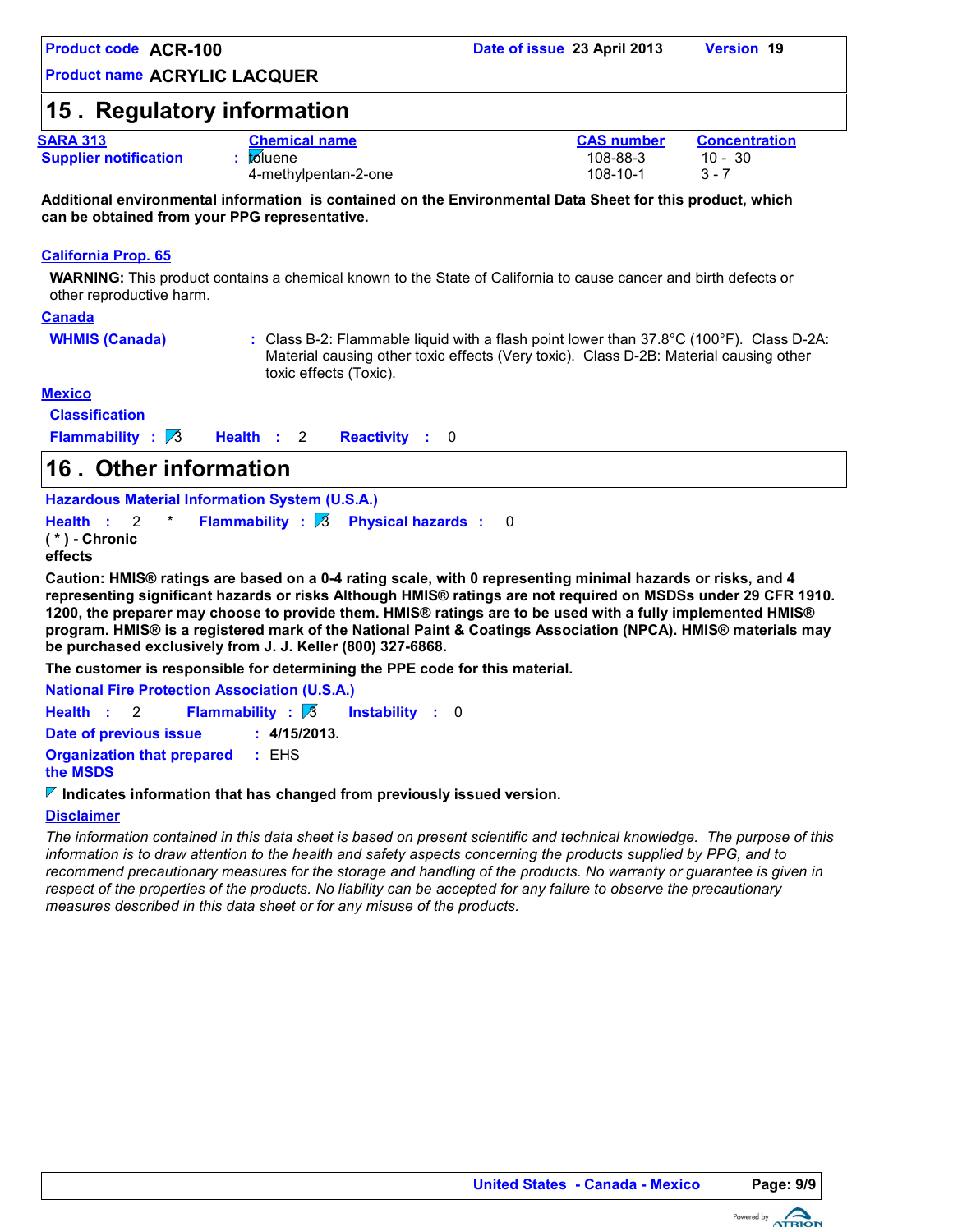**Product code** ACR-100 **Date of issue** 23 April 2013 **Version** 19

**Product name** ACRYLIC LACQUER

## 15 . Regulatory information

| SARA 313 | Chemical name | CAS number | Concentration |
| --- | --- | --- | --- |
| Supplier notification : | toluene | 108-88-3 | 10 - 30 |
| | 4-methylpentan-2-one | 108-10-1 | 3 - 7 |

**Additional environmental information is contained on the Environmental Data Sheet for this product, which can be obtained from your PPG representative.**

**California Prop. 65**

**WARNING:** This product contains a chemical known to the State of California to cause cancer and birth defects or other reproductive harm.

**Canada**

**WHMIS (Canada)** : Class B-2: Flammable liquid with a flash point lower than 37.8°C (100°F). Class D-2A: Material causing other toxic effects (Very toxic). Class D-2B: Material causing other toxic effects (Toxic).

**Mexico**

**Classification**

**Flammability** : 3 **Health** : 2 **Reactivity** : 0

## 16 . Other information

**Hazardous Material Information System (U.S.A.)**

**Health** : 2 * **Flammability** : 3 **Physical hazards** : 0

**( * ) - Chronic effects**

**Caution: HMIS® ratings are based on a 0-4 rating scale, with 0 representing minimal hazards or risks, and 4 representing significant hazards or risks Although HMIS® ratings are not required on MSDSs under 29 CFR 1910. 1200, the preparer may choose to provide them. HMIS® ratings are to be used with a fully implemented HMIS® program. HMIS® is a registered mark of the National Paint & Coatings Association (NPCA). HMIS® materials may be purchased exclusively from J. J. Keller (800) 327-6868.**

**The customer is responsible for determining the PPE code for this material.**

**National Fire Protection Association (U.S.A.)**

**Health** : 2 **Flammability** : 3 **Instability** : 0

**Date of previous issue** : **4/15/2013.**

**Organization that prepared the MSDS** : EHS

**Indicates information that has changed from previously issued version.**

**Disclaimer**

*The information contained in this data sheet is based on present scientific and technical knowledge. The purpose of this information is to draw attention to the health and safety aspects concerning the products supplied by PPG, and to recommend precautionary measures for the storage and handling of the products. No warranty or guarantee is given in respect of the properties of the products. No liability can be accepted for any failure to observe the precautionary measures described in this data sheet or for any misuse of the products.*